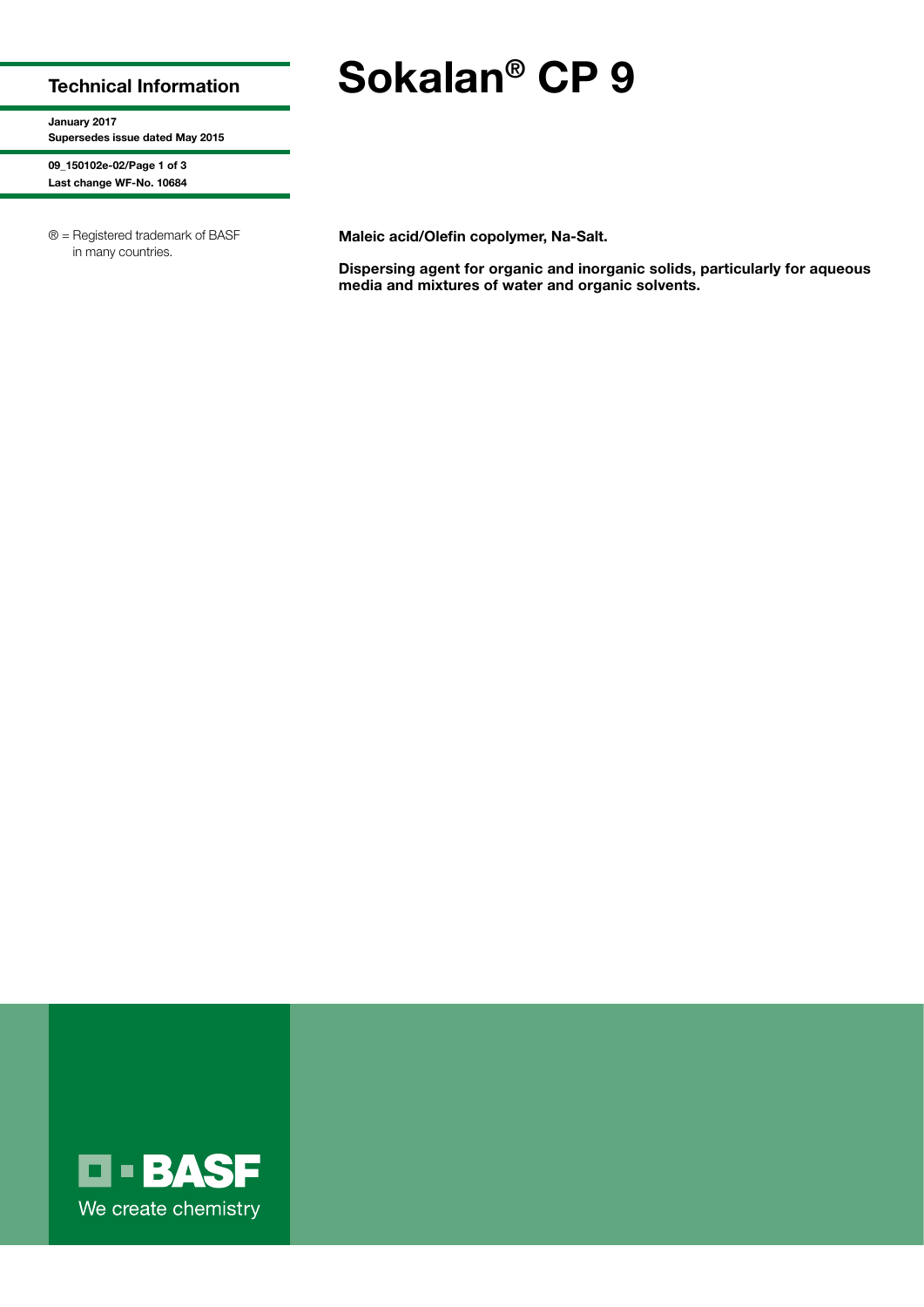# Sokalan® CP 9

**Technical Information**

**January 2017**
**Supersedes issue dated May 2015**

**09_150102e-02/Page 1 of 3**
**Last change WF-No. 10684**

® = Registered trademark of BASF in many countries.

**Maleic acid/Olefin copolymer, Na-Salt.**

**Dispersing agent for organic and inorganic solids, particularly for aqueous media and mixtures of water and organic solvents.**

BASF
We create chemistry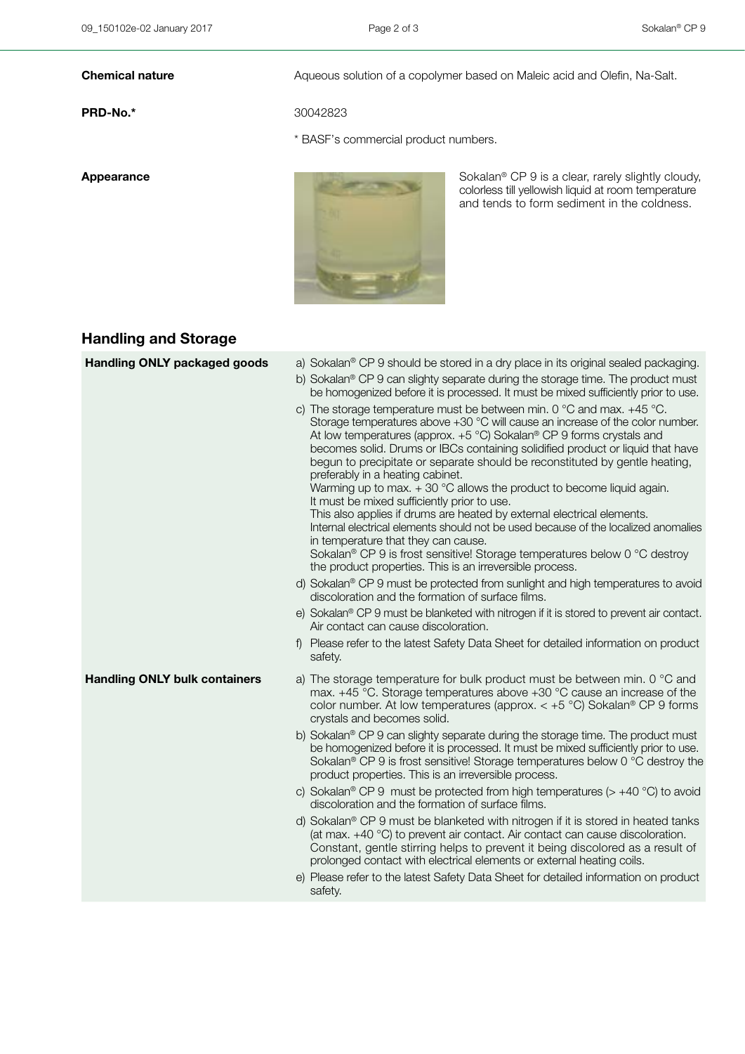**Chemical nature** Aqueous solution of a copolymer based on Maleic acid and Olefin, Na-Salt.

**PRD-No.*** 30042823

\* BASF's commercial product numbers.

**Appearance**

Sokalan® CP 9 is a clear, rarely slightly cloudy, colorless till yellowish liquid at room temperature and tends to form sediment in the coldness.

## Handling and Storage

**Handling ONLY packaged goods**

a) Sokalan® CP 9 should be stored in a dry place in its original sealed packaging.

b) Sokalan® CP 9 can slighty separate during the storage time. The product must be homogenized before it is processed. It must be mixed sufficiently prior to use.

c) The storage temperature must be between min. 0 °C and max. +45 °C. Storage temperatures above +30 °C will cause an increase of the color number. At low temperatures (approx. +5 °C) Sokalan® CP 9 forms crystals and becomes solid. Drums or IBCs containing solidified product or liquid that have begun to precipitate or separate should be reconstituted by gentle heating, preferably in a heating cabinet.
Warming up to max. + 30 °C allows the product to become liquid again.
It must be mixed sufficiently prior to use.
This also applies if drums are heated by external electrical elements.
Internal electrical elements should not be used because of the localized anomalies in temperature that they can cause.
Sokalan® CP 9 is frost sensitive! Storage temperatures below 0 °C destroy the product properties. This is an irreversible process.

d) Sokalan® CP 9 must be protected from sunlight and high temperatures to avoid discoloration and the formation of surface films.

e) Sokalan® CP 9 must be blanketed with nitrogen if it is stored to prevent air contact. Air contact can cause discoloration.

f) Please refer to the latest Safety Data Sheet for detailed information on product safety.

**Handling ONLY bulk containers**

a) The storage temperature for bulk product must be between min. 0 °C and max. +45 °C. Storage temperatures above +30 °C cause an increase of the color number. At low temperatures (approx. < +5 °C) Sokalan® CP 9 forms crystals and becomes solid.

b) Sokalan® CP 9 can slighty separate during the storage time. The product must be homogenized before it is processed. It must be mixed sufficiently prior to use. Sokalan® CP 9 is frost sensitive! Storage temperatures below 0 °C destroy the product properties. This is an irreversible process.

c) Sokalan® CP 9 must be protected from high temperatures (> +40 °C) to avoid discoloration and the formation of surface films.

d) Sokalan® CP 9 must be blanketed with nitrogen if it is stored in heated tanks (at max. +40 °C) to prevent air contact. Air contact can cause discoloration. Constant, gentle stirring helps to prevent it being discolored as a result of prolonged contact with electrical elements or external heating coils.

e) Please refer to the latest Safety Data Sheet for detailed information on product safety.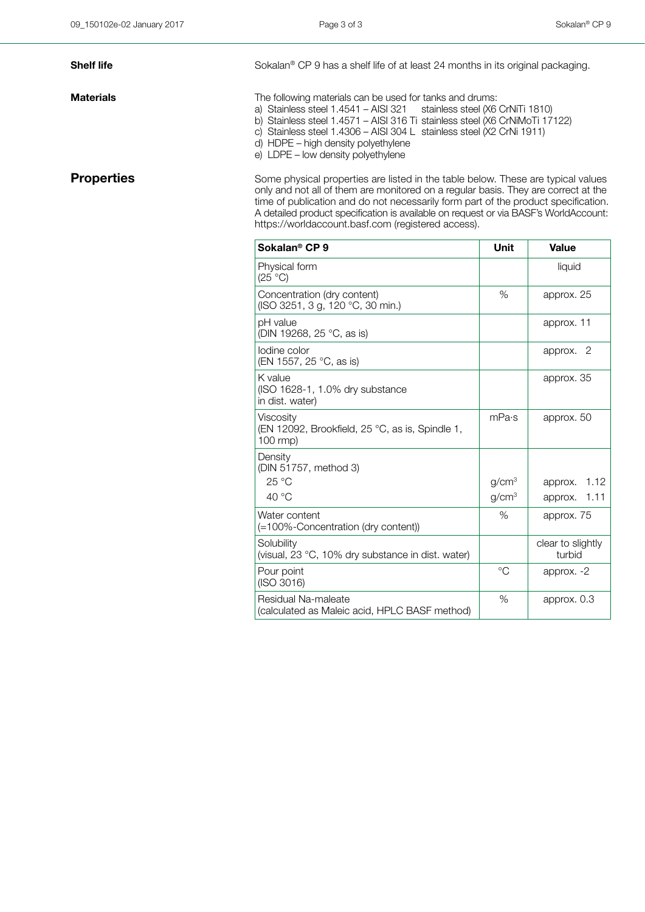**Shelf life**

Sokalan® CP 9 has a shelf life of at least 24 months in its original packaging.

**Materials**

The following materials can be used for tanks and drums:

a) Stainless steel 1.4541 – AISI 321 stainless steel (X6 CrNiTi 1810)
b) Stainless steel 1.4571 – AISI 316 Ti stainless steel (X6 CrNiMoTi 17122)
c) Stainless steel 1.4306 – AISI 304 L stainless steel (X2 CrNi 1911)
d) HDPE – high density polyethylene
e) LDPE – low density polyethylene

## Properties

Some physical properties are listed in the table below. These are typical values only and not all of them are monitored on a regular basis. They are correct at the time of publication and do not necessarily form part of the product specification. A detailed product specification is available on request or via BASF's WorldAccount: https://worldaccount.basf.com (registered access).

| Sokalan® CP 9 | Unit | Value |
|---|---|---|
| Physical form (25 °C) | | liquid |
| Concentration (dry content) (ISO 3251, 3 g, 120 °C, 30 min.) | % | approx. 25 |
| pH value (DIN 19268, 25 °C, as is) | | approx. 11 |
| Iodine color (EN 1557, 25 °C, as is) | | approx. 2 |
| K value (ISO 1628-1, 1.0% dry substance in dist. water) | | approx. 35 |
| Viscosity (EN 12092, Brookfield, 25 °C, as is, Spindle 1, 100 rmp) | mPa·s | approx. 50 |
| Density (DIN 51757, method 3) | | |
| 25 °C | $g/cm^3$ | approx. 1.12 |
| 40 °C | $g/cm^3$ | approx. 1.11 |
| Water content (=100%-Concentration (dry content)) | % | approx. 75 |
| Solubility (visual, 23 °C, 10% dry substance in dist. water) | | clear to slightly turbid |
| Pour point (ISO 3016) | °C | approx. -2 |
| Residual Na-maleate (calculated as Maleic acid, HPLC BASF method) | % | approx. 0.3 |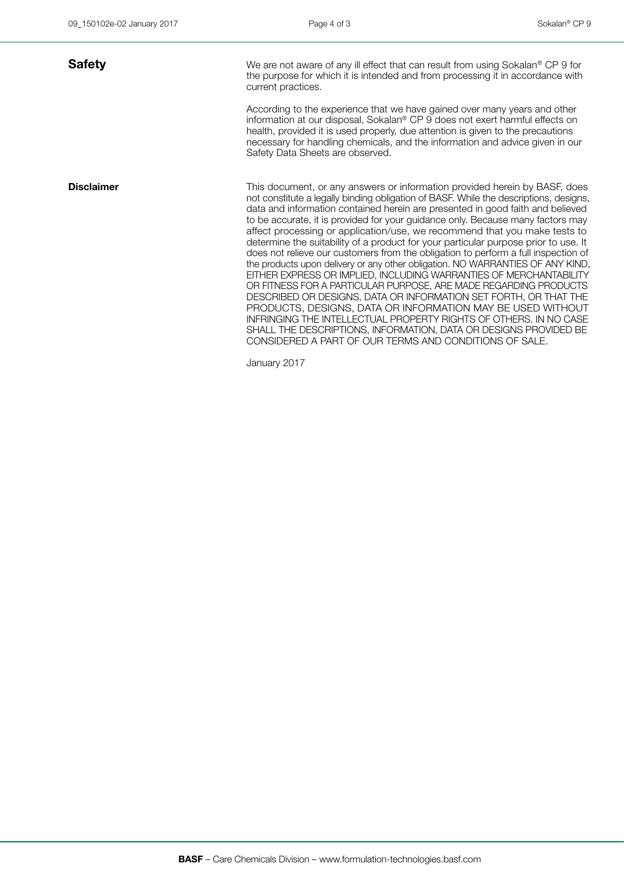## Safety

We are not aware of any ill effect that can result from using Sokalan® CP 9 for the purpose for which it is intended and from processing it in accordance with current practices.

According to the experience that we have gained over many years and other information at our disposal, Sokalan® CP 9 does not exert harmful effects on health, provided it is used properly, due attention is given to the precautions necessary for handling chemicals, and the information and advice given in our Safety Data Sheets are observed.

## Disclaimer

This document, or any answers or information provided herein by BASF, does not constitute a legally binding obligation of BASF. While the descriptions, designs, data and information contained herein are presented in good faith and believed to be accurate, it is provided for your guidance only. Because many factors may affect processing or application/use, we recommend that you make tests to determine the suitability of a product for your particular purpose prior to use. It does not relieve our customers from the obligation to perform a full inspection of the products upon delivery or any other obligation. NO WARRANTIES OF ANY KIND, EITHER EXPRESS OR IMPLIED, INCLUDING WARRANTIES OF MERCHANTABILITY OR FITNESS FOR A PARTICULAR PURPOSE, ARE MADE REGARDING PRODUCTS DESCRIBED OR DESIGNS, DATA OR INFORMATION SET FORTH, OR THAT THE PRODUCTS, DESIGNS, DATA OR INFORMATION MAY BE USED WITHOUT INFRINGING THE INTELLECTUAL PROPERTY RIGHTS OF OTHERS. IN NO CASE SHALL THE DESCRIPTIONS, INFORMATION, DATA OR DESIGNS PROVIDED BE CONSIDERED A PART OF OUR TERMS AND CONDITIONS OF SALE.

January 2017